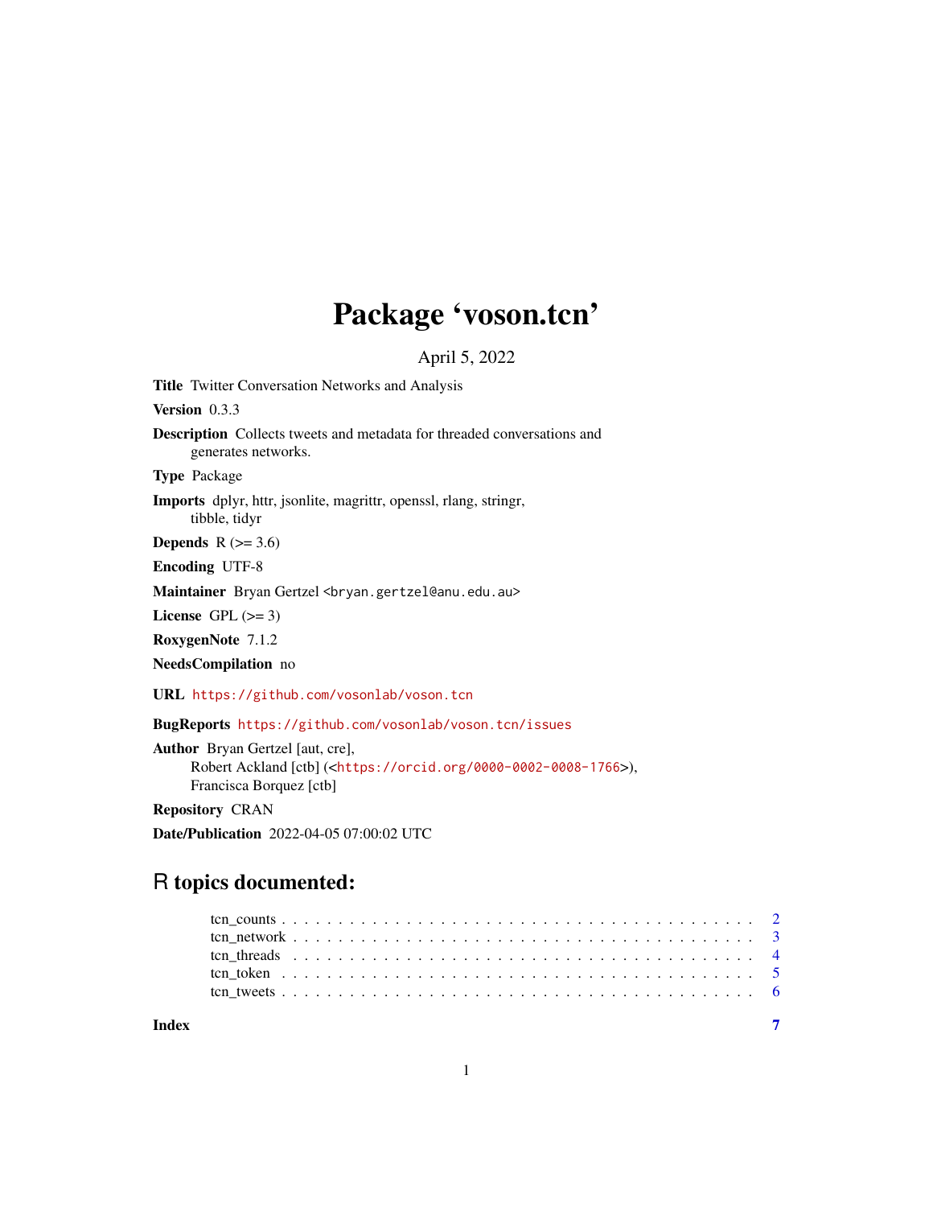# Package 'voson.tcn'

April 5, 2022

**Title** Twitter Conversation Networks and Analysis

**Version** 0.3.3

**Description** Collects tweets and metadata for threaded conversations and generates networks.

**Type** Package

**Imports** dplyr, httr, jsonlite, magrittr, openssl, rlang, stringr, tibble, tidyr

**Depends** R (>= 3.6)

**Encoding** UTF-8

**Maintainer** Bryan Gertzel <bryan.gertzel@anu.edu.au>

**License** GPL (>= 3)

**RoxygenNote** 7.1.2

**NeedsCompilation** no

**URL** https://github.com/vosonlab/voson.tcn

**BugReports** https://github.com/vosonlab/voson.tcn/issues

**Author** Bryan Gertzel [aut, cre],
Robert Ackland [ctb] (<https://orcid.org/0000-0002-0008-1766>),
Francisca Borquez [ctb]

**Repository** CRAN

**Date/Publication** 2022-04-05 07:00:02 UTC

## R topics documented:

- tcn_counts . . . . . . . . . . . . . . . . . . . . . . . . . . . . . . . . . . . . . . . . . 2
- tcn_network . . . . . . . . . . . . . . . . . . . . . . . . . . . . . . . . . . . . . . . . 3
- tcn_threads . . . . . . . . . . . . . . . . . . . . . . . . . . . . . . . . . . . . . . . . 4
- tcn_token . . . . . . . . . . . . . . . . . . . . . . . . . . . . . . . . . . . . . . . . . 5
- tcn_tweets . . . . . . . . . . . . . . . . . . . . . . . . . . . . . . . . . . . . . . . . . 6

**Index** 7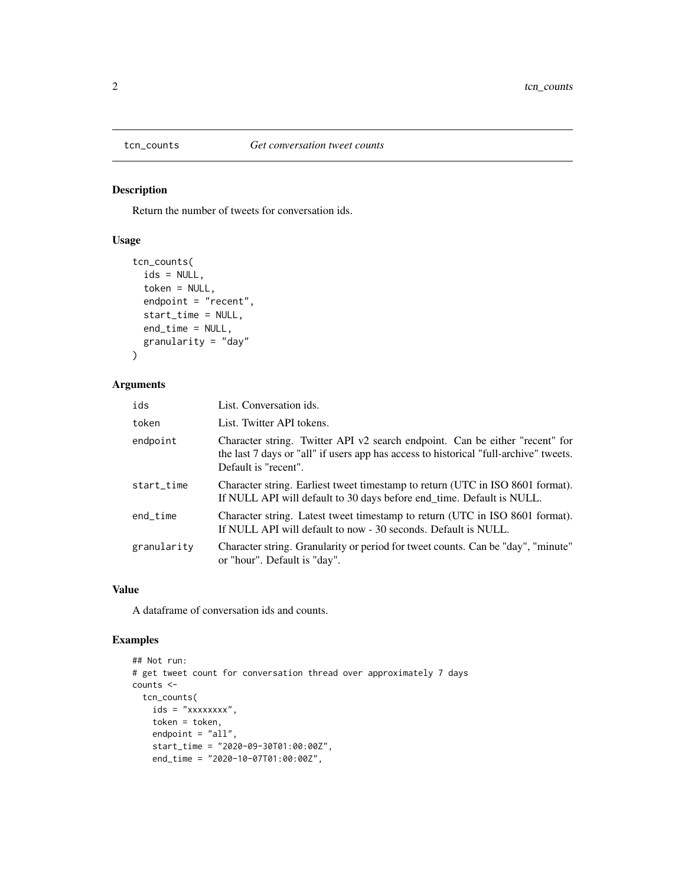## tcn_counts — *Get conversation tweet counts*

### Description

Return the number of tweets for conversation ids.

### Usage

```
tcn_counts(
  ids = NULL,
  token = NULL,
  endpoint = "recent",
  start_time = NULL,
  end_time = NULL,
  granularity = "day"
)
```

### Arguments

| | |
|---|---|
| `ids` | List. Conversation ids. |
| `token` | List. Twitter API tokens. |
| `endpoint` | Character string. Twitter API v2 search endpoint. Can be either "recent" for the last 7 days or "all" if users app has access to historical "full-archive" tweets. Default is "recent". |
| `start_time` | Character string. Earliest tweet timestamp to return (UTC in ISO 8601 format). If NULL API will default to 30 days before end_time. Default is NULL. |
| `end_time` | Character string. Latest tweet timestamp to return (UTC in ISO 8601 format). If NULL API will default to now - 30 seconds. Default is NULL. |
| `granularity` | Character string. Granularity or period for tweet counts. Can be "day", "minute" or "hour". Default is "day". |

### Value

A dataframe of conversation ids and counts.

### Examples

```
## Not run:
# get tweet count for conversation thread over approximately 7 days
counts <-
  tcn_counts(
    ids = "xxxxxxxx",
    token = token,
    endpoint = "all",
    start_time = "2020-09-30T01:00:00Z",
    end_time = "2020-10-07T01:00:00Z",
```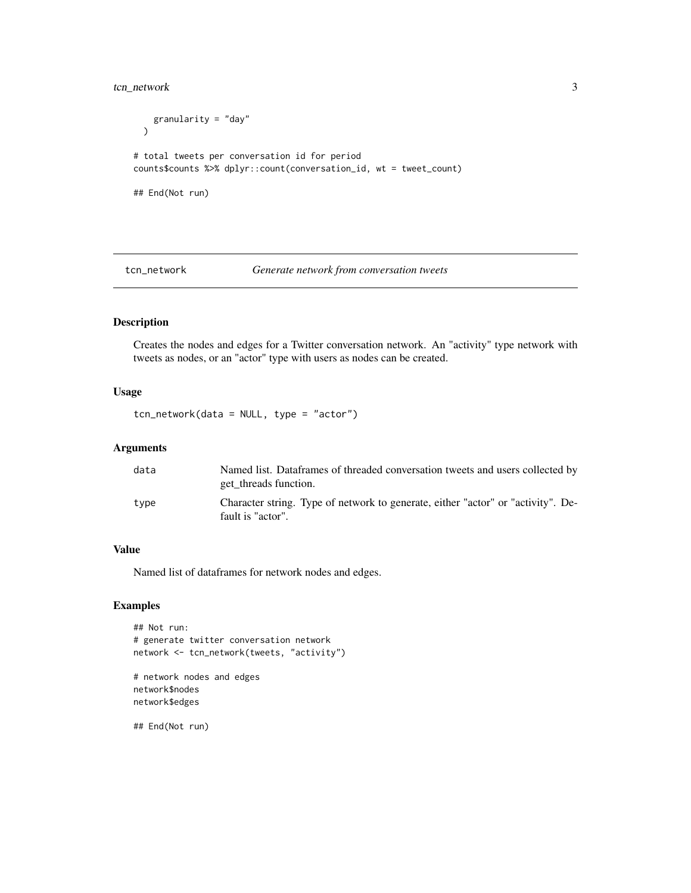```
    granularity = "day"
  )

# total tweets per conversation id for period
counts$counts %>% dplyr::count(conversation_id, wt = tweet_count)

## End(Not run)
```

## tcn_network — *Generate network from conversation tweets*

### Description

Creates the nodes and edges for a Twitter conversation network. An "activity" type network with tweets as nodes, or an "actor" type with users as nodes can be created.

### Usage

```
tcn_network(data = NULL, type = "actor")
```

### Arguments

| | |
|---|---|
| data | Named list. Dataframes of threaded conversation tweets and users collected by get_threads function. |
| type | Character string. Type of network to generate, either "actor" or "activity". Default is "actor". |

### Value

Named list of dataframes for network nodes and edges.

### Examples

```
## Not run:
# generate twitter conversation network
network <- tcn_network(tweets, "activity")

# network nodes and edges
network$nodes
network$edges

## End(Not run)
```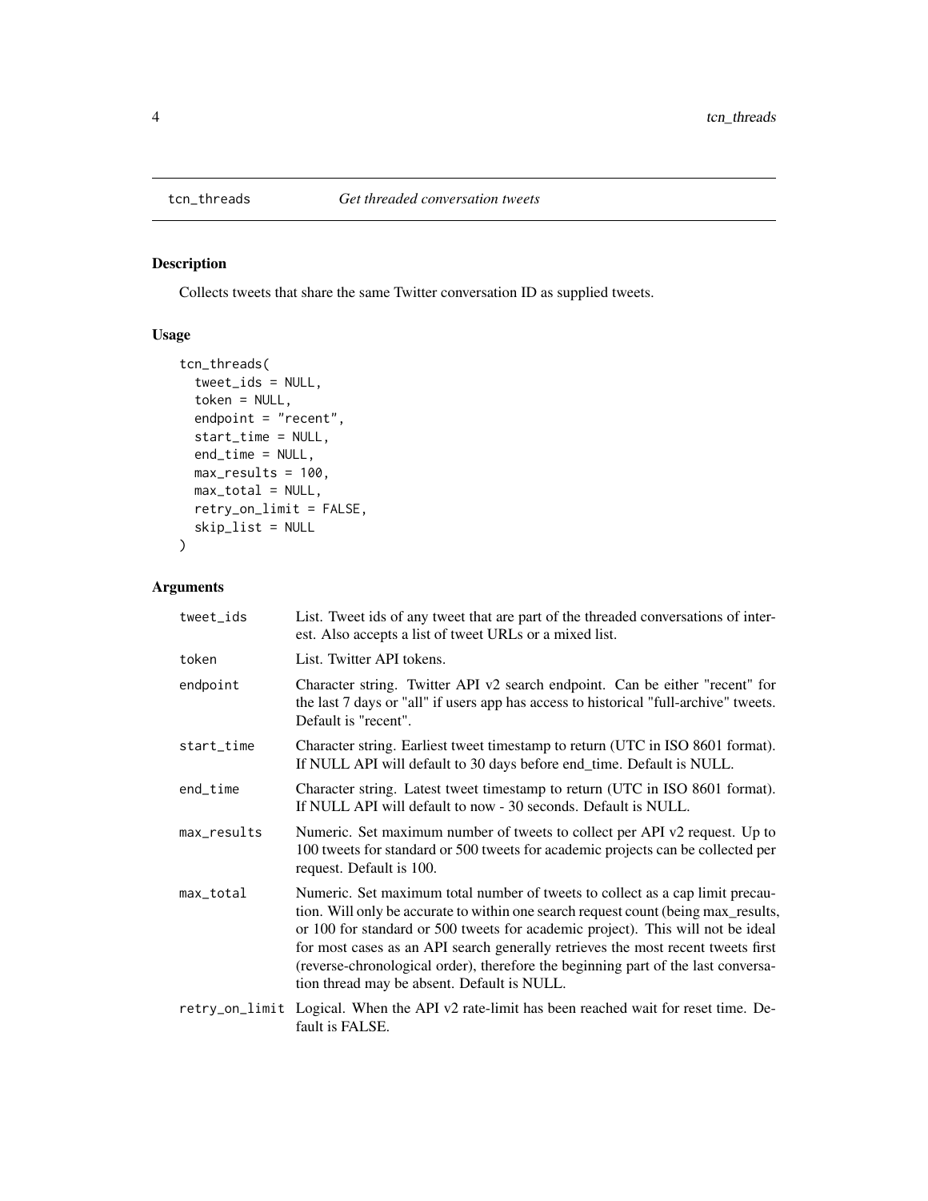## tcn_threads — *Get threaded conversation tweets*

### Description

Collects tweets that share the same Twitter conversation ID as supplied tweets.

### Usage

```
tcn_threads(
  tweet_ids = NULL,
  token = NULL,
  endpoint = "recent",
  start_time = NULL,
  end_time = NULL,
  max_results = 100,
  max_total = NULL,
  retry_on_limit = FALSE,
  skip_list = NULL
)
```

### Arguments

| Argument | Description |
|---|---|
| `tweet_ids` | List. Tweet ids of any tweet that are part of the threaded conversations of interest. Also accepts a list of tweet URLs or a mixed list. |
| `token` | List. Twitter API tokens. |
| `endpoint` | Character string. Twitter API v2 search endpoint. Can be either "recent" for the last 7 days or "all" if users app has access to historical "full-archive" tweets. Default is "recent". |
| `start_time` | Character string. Earliest tweet timestamp to return (UTC in ISO 8601 format). If NULL API will default to 30 days before end_time. Default is NULL. |
| `end_time` | Character string. Latest tweet timestamp to return (UTC in ISO 8601 format). If NULL API will default to now - 30 seconds. Default is NULL. |
| `max_results` | Numeric. Set maximum number of tweets to collect per API v2 request. Up to 100 tweets for standard or 500 tweets for academic projects can be collected per request. Default is 100. |
| `max_total` | Numeric. Set maximum total number of tweets to collect as a cap limit precaution. Will only be accurate to within one search request count (being max_results, or 100 for standard or 500 tweets for academic project). This will not be ideal for most cases as an API search generally retrieves the most recent tweets first (reverse-chronological order), therefore the beginning part of the last conversation thread may be absent. Default is NULL. |
| `retry_on_limit` | Logical. When the API v2 rate-limit has been reached wait for reset time. Default is FALSE. |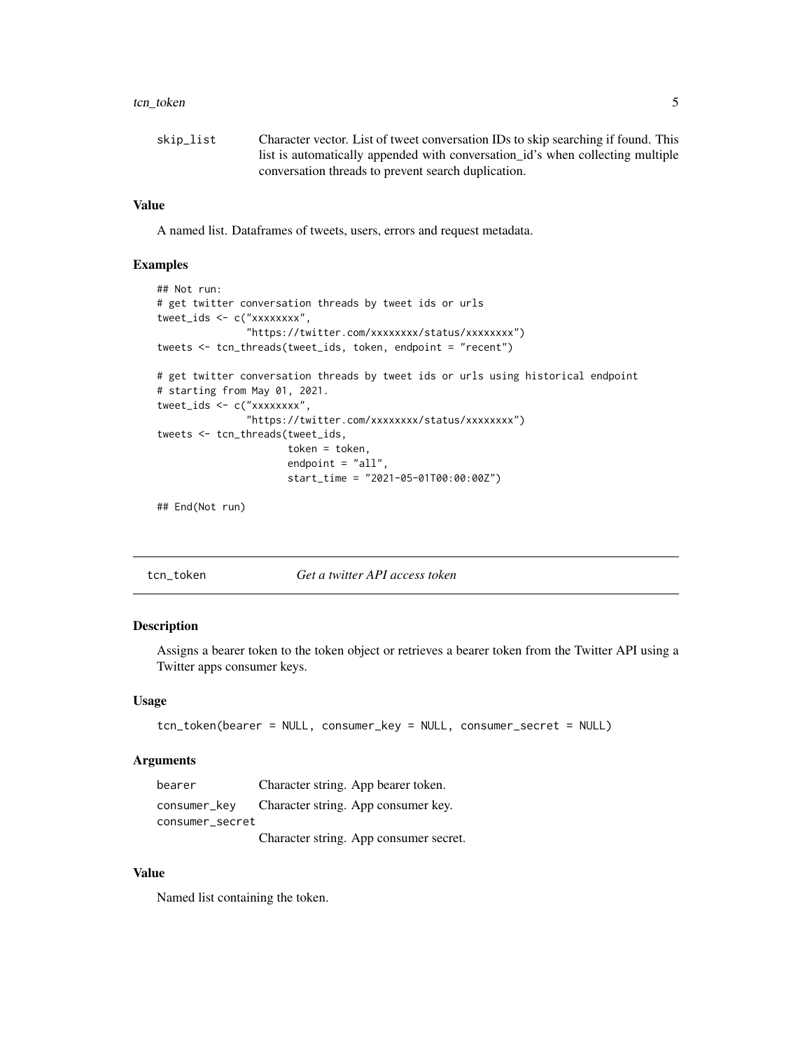| | |
|---|---|
| skip_list | Character vector. List of tweet conversation IDs to skip searching if found. This list is automatically appended with conversation_id's when collecting multiple conversation threads to prevent search duplication. |

### Value

A named list. Dataframes of tweets, users, errors and request metadata.

### Examples

```
## Not run:
# get twitter conversation threads by tweet ids or urls
tweet_ids <- c("xxxxxxxx",
               "https://twitter.com/xxxxxxxx/status/xxxxxxxx")
tweets <- tcn_threads(tweet_ids, token, endpoint = "recent")

# get twitter conversation threads by tweet ids or urls using historical endpoint
# starting from May 01, 2021.
tweet_ids <- c("xxxxxxxx",
               "https://twitter.com/xxxxxxxx/status/xxxxxxxx")
tweets <- tcn_threads(tweet_ids,
                      token = token,
                      endpoint = "all",
                      start_time = "2021-05-01T00:00:00Z")

## End(Not run)
```

---

## tcn_token — *Get a twitter API access token*

---

### Description

Assigns a bearer token to the token object or retrieves a bearer token from the Twitter API using a Twitter apps consumer keys.

### Usage

```
tcn_token(bearer = NULL, consumer_key = NULL, consumer_secret = NULL)
```

### Arguments

| | |
|---|---|
| bearer | Character string. App bearer token. |
| consumer_key | Character string. App consumer key. |
| consumer_secret | Character string. App consumer secret. |

### Value

Named list containing the token.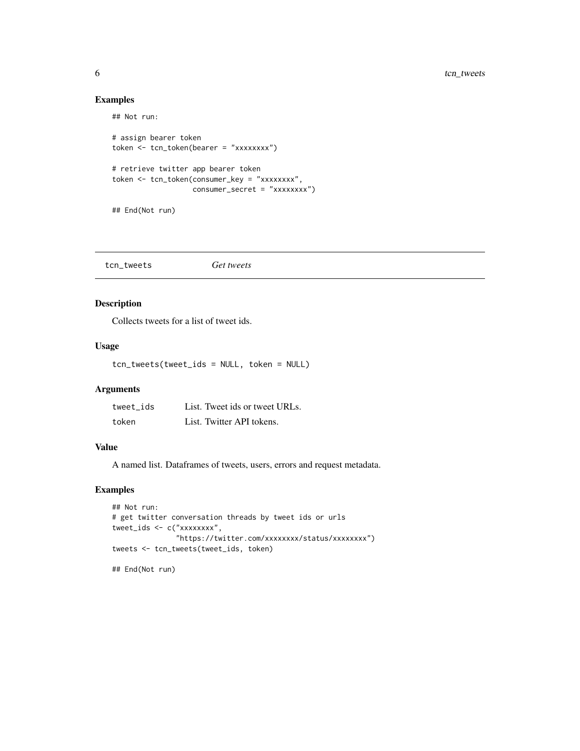### Examples

```
## Not run:

# assign bearer token
token <- tcn_token(bearer = "xxxxxxxx")

# retrieve twitter app bearer token
token <- tcn_token(consumer_key = "xxxxxxxx",
                   consumer_secret = "xxxxxxxx")

## End(Not run)
```

---

## tcn_tweets *Get tweets*

---

### Description

Collects tweets for a list of tweet ids.

### Usage

```
tcn_tweets(tweet_ids = NULL, token = NULL)
```

### Arguments

| | |
|---|---|
| tweet_ids | List. Tweet ids or tweet URLs. |
| token | List. Twitter API tokens. |

### Value

A named list. Dataframes of tweets, users, errors and request metadata.

### Examples

```
## Not run:
# get twitter conversation threads by tweet ids or urls
tweet_ids <- c("xxxxxxxx",
               "https://twitter.com/xxxxxxxx/status/xxxxxxxx")
tweets <- tcn_tweets(tweet_ids, token)

## End(Not run)
```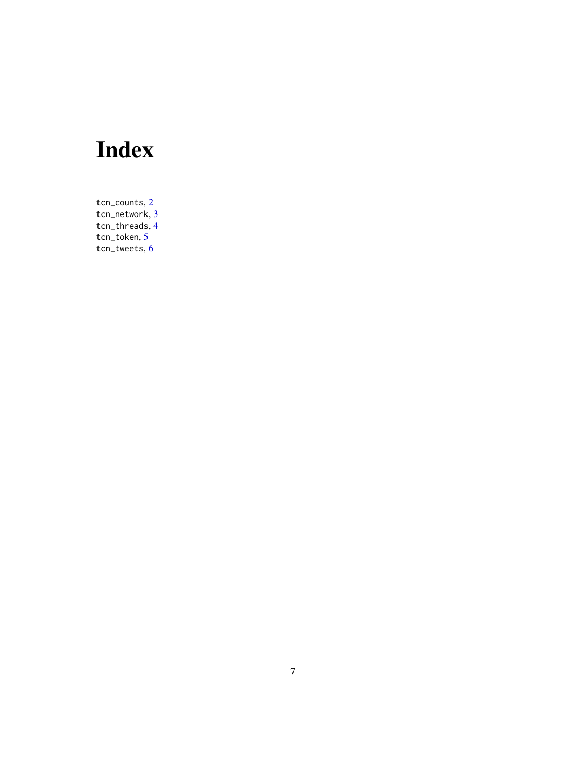# Index

tcn_counts, 2
tcn_network, 3
tcn_threads, 4
tcn_token, 5
tcn_tweets, 6